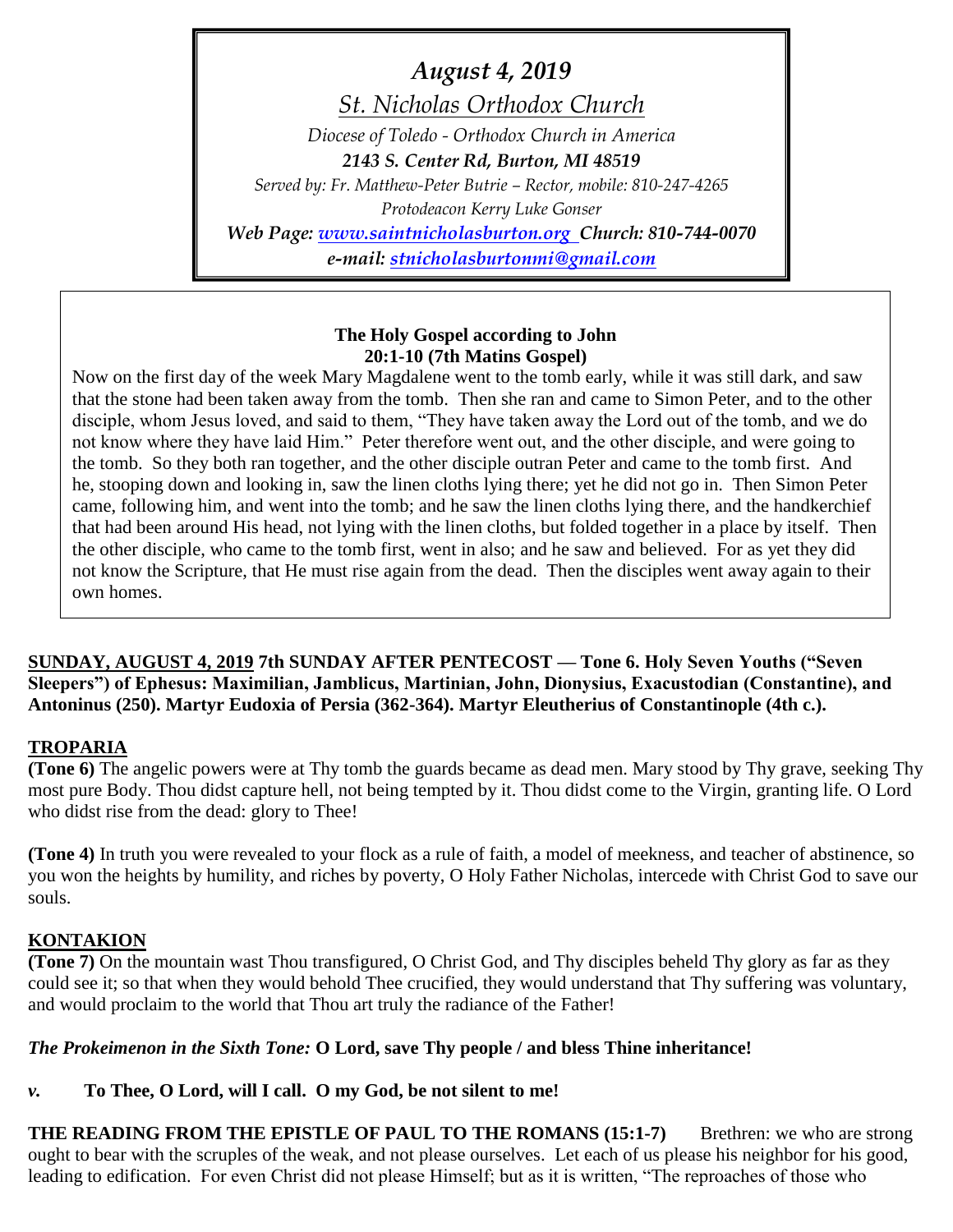*August 4, 2019*

*St. Nicholas Orthodox Church*

*Diocese of Toledo - Orthodox Church in America*

***2143 S. Center Rd, Burton, MI 48519***

*Served by: Fr. Matthew-Peter Butrie – Rector, mobile: 810-247-4265*

*Protodeacon Kerry Luke Gonser*

***Web Page: www.saintnicholasburton.org Church: 810-744-0070***

***e-mail: stnicholasburtonmi@gmail.com***

**The Holy Gospel according to John**
**20:1-10 (7th Matins Gospel)**

Now on the first day of the week Mary Magdalene went to the tomb early, while it was still dark, and saw that the stone had been taken away from the tomb. Then she ran and came to Simon Peter, and to the other disciple, whom Jesus loved, and said to them, "They have taken away the Lord out of the tomb, and we do not know where they have laid Him." Peter therefore went out, and the other disciple, and were going to the tomb. So they both ran together, and the other disciple outran Peter and came to the tomb first. And he, stooping down and looking in, saw the linen cloths lying there; yet he did not go in. Then Simon Peter came, following him, and went into the tomb; and he saw the linen cloths lying there, and the handkerchief that had been around His head, not lying with the linen cloths, but folded together in a place by itself. Then the other disciple, who came to the tomb first, went in also; and he saw and believed. For as yet they did not know the Scripture, that He must rise again from the dead. Then the disciples went away again to their own homes.

**SUNDAY, AUGUST 4, 2019 7th SUNDAY AFTER PENTECOST — Tone 6. Holy Seven Youths ("Seven Sleepers") of Ephesus: Maximilian, Jamblicus, Martinian, John, Dionysius, Exacustodian (Constantine), and Antoninus (250). Martyr Eudoxia of Persia (362-364). Martyr Eleutherius of Constantinople (4th c.).**

**TROPARIA**

**(Tone 6)** The angelic powers were at Thy tomb the guards became as dead men. Mary stood by Thy grave, seeking Thy most pure Body. Thou didst capture hell, not being tempted by it. Thou didst come to the Virgin, granting life. O Lord who didst rise from the dead: glory to Thee!

**(Tone 4)** In truth you were revealed to your flock as a rule of faith, a model of meekness, and teacher of abstinence, so you won the heights by humility, and riches by poverty, O Holy Father Nicholas, intercede with Christ God to save our souls.

**KONTAKION**

**(Tone 7)** On the mountain wast Thou transfigured, O Christ God, and Thy disciples beheld Thy glory as far as they could see it; so that when they would behold Thee crucified, they would understand that Thy suffering was voluntary, and would proclaim to the world that Thou art truly the radiance of the Father!

***The Prokeimenon in the Sixth Tone:*** **O Lord, save Thy people / and bless Thine inheritance!**

***v.*** **To Thee, O Lord, will I call. O my God, be not silent to me!**

**THE READING FROM THE EPISTLE OF PAUL TO THE ROMANS (15:1-7)** Brethren: we who are strong ought to bear with the scruples of the weak, and not please ourselves. Let each of us please his neighbor for his good, leading to edification. For even Christ did not please Himself; but as it is written, "The reproaches of those who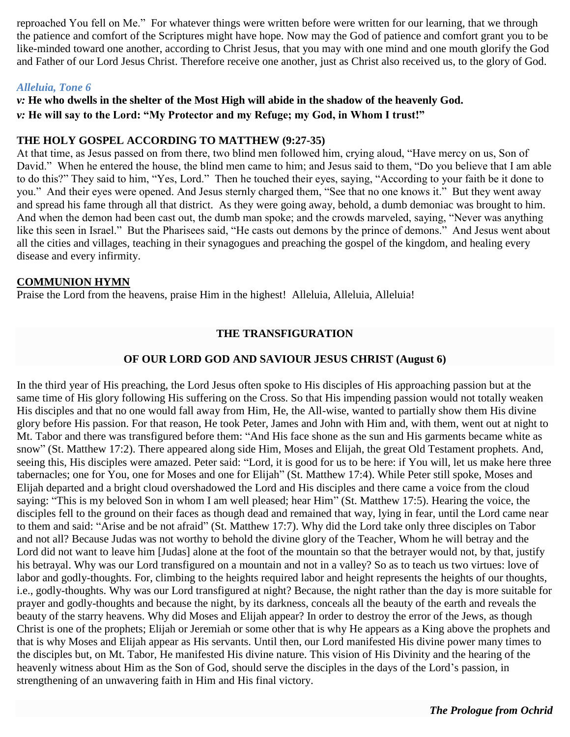reproached You fell on Me." For whatever things were written before were written for our learning, that we through the patience and comfort of the Scriptures might have hope. Now may the God of patience and comfort grant you to be like-minded toward one another, according to Christ Jesus, that you may with one mind and one mouth glorify the God and Father of our Lord Jesus Christ. Therefore receive one another, just as Christ also received us, to the glory of God.

### *Alleluia, Tone 6*

***v:*** **He who dwells in the shelter of the Most High will abide in the shadow of the heavenly God.**
***v:*** **He will say to the Lord: "My Protector and my Refuge; my God, in Whom I trust!"**

### THE HOLY GOSPEL ACCORDING TO MATTHEW (9:27-35)

At that time, as Jesus passed on from there, two blind men followed him, crying aloud, "Have mercy on us, Son of David." When he entered the house, the blind men came to him; and Jesus said to them, "Do you believe that I am able to do this?" They said to him, "Yes, Lord." Then he touched their eyes, saying, "According to your faith be it done to you." And their eyes were opened. And Jesus sternly charged them, "See that no one knows it." But they went away and spread his fame through all that district. As they were going away, behold, a dumb demoniac was brought to him. And when the demon had been cast out, the dumb man spoke; and the crowds marveled, saying, "Never was anything like this seen in Israel." But the Pharisees said, "He casts out demons by the prince of demons." And Jesus went about all the cities and villages, teaching in their synagogues and preaching the gospel of the kingdom, and healing every disease and every infirmity.

### COMMUNION HYMN

Praise the Lord from the heavens, praise Him in the highest! Alleluia, Alleluia, Alleluia!

## THE TRANSFIGURATION

## OF OUR LORD GOD AND SAVIOUR JESUS CHRIST (August 6)

In the third year of His preaching, the Lord Jesus often spoke to His disciples of His approaching passion but at the same time of His glory following His suffering on the Cross. So that His impending passion would not totally weaken His disciples and that no one would fall away from Him, He, the All-wise, wanted to partially show them His divine glory before His passion. For that reason, He took Peter, James and John with Him and, with them, went out at night to Mt. Tabor and there was transfigured before them: "And His face shone as the sun and His garments became white as snow" (St. Matthew 17:2). There appeared along side Him, Moses and Elijah, the great Old Testament prophets. And, seeing this, His disciples were amazed. Peter said: "Lord, it is good for us to be here: if You will, let us make here three tabernacles; one for You, one for Moses and one for Elijah" (St. Matthew 17:4). While Peter still spoke, Moses and Elijah departed and a bright cloud overshadowed the Lord and His disciples and there came a voice from the cloud saying: "This is my beloved Son in whom I am well pleased; hear Him" (St. Matthew 17:5). Hearing the voice, the disciples fell to the ground on their faces as though dead and remained that way, lying in fear, until the Lord came near to them and said: "Arise and be not afraid" (St. Matthew 17:7). Why did the Lord take only three disciples on Tabor and not all? Because Judas was not worthy to behold the divine glory of the Teacher, Whom he will betray and the Lord did not want to leave him [Judas] alone at the foot of the mountain so that the betrayer would not, by that, justify his betrayal. Why was our Lord transfigured on a mountain and not in a valley? So as to teach us two virtues: love of labor and godly-thoughts. For, climbing to the heights required labor and height represents the heights of our thoughts, i.e., godly-thoughts. Why was our Lord transfigured at night? Because, the night rather than the day is more suitable for prayer and godly-thoughts and because the night, by its darkness, conceals all the beauty of the earth and reveals the beauty of the starry heavens. Why did Moses and Elijah appear? In order to destroy the error of the Jews, as though Christ is one of the prophets; Elijah or Jeremiah or some other that is why He appears as a King above the prophets and that is why Moses and Elijah appear as His servants. Until then, our Lord manifested His divine power many times to the disciples but, on Mt. Tabor, He manifested His divine nature. This vision of His Divinity and the hearing of the heavenly witness about Him as the Son of God, should serve the disciples in the days of the Lord's passion, in strengthening of an unwavering faith in Him and His final victory.

***The Prologue from Ochrid***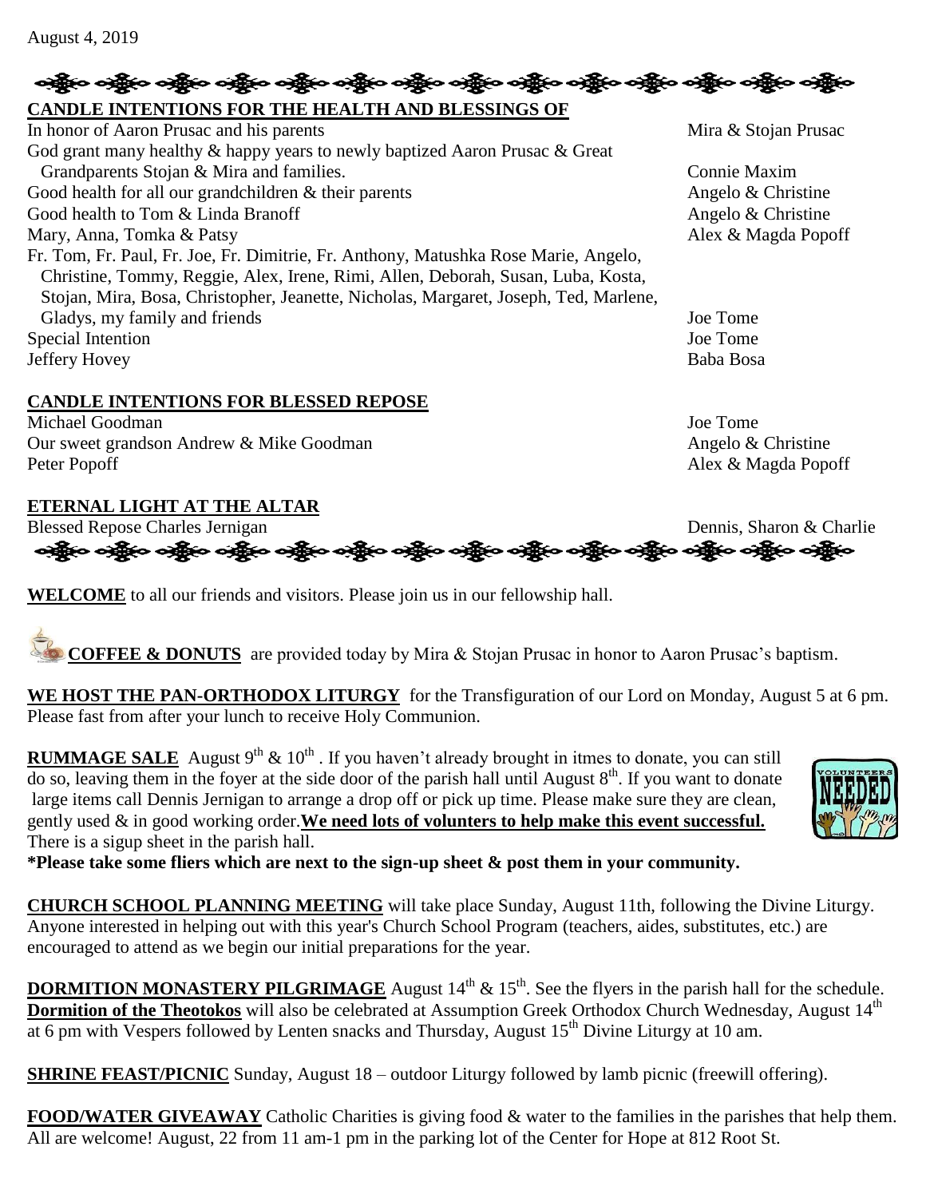August 4, 2019

**CANDLE INTENTIONS FOR THE HEALTH AND BLESSINGS OF**

| Intention | Offered by |
|---|---|
| In honor of Aaron Prusac and his parents | Mira & Stojan Prusac |
| God grant many healthy & happy years to newly baptized Aaron Prusac & Great Grandparents Stojan & Mira and families. | Connie Maxim |
| Good health for all our grandchildren & their parents | Angelo & Christine |
| Good health to Tom & Linda Branoff | Angelo & Christine |
| Mary, Anna, Tomka & Patsy | Alex & Magda Popoff |
| Fr. Tom, Fr. Paul, Fr. Joe, Fr. Dimitrie, Fr. Anthony, Matushka Rose Marie, Angelo, Christine, Tommy, Reggie, Alex, Irene, Rimi, Allen, Deborah, Susan, Luba, Kosta, Stojan, Mira, Bosa, Christopher, Jeanette, Nicholas, Margaret, Joseph, Ted, Marlene, Gladys, my family and friends | Joe Tome |
| Special Intention | Joe Tome |
| Jeffery Hovey | Baba Bosa |

**CANDLE INTENTIONS FOR BLESSED REPOSE**

| Intention | Offered by |
|---|---|
| Michael Goodman | Joe Tome |
| Our sweet grandson Andrew & Mike Goodman | Angelo & Christine |
| Peter Popoff | Alex & Magda Popoff |

**ETERNAL LIGHT AT THE ALTAR**

| Intention | Offered by |
|---|---|
| Blessed Repose Charles Jernigan | Dennis, Sharon & Charlie |

**WELCOME** to all our friends and visitors. Please join us in our fellowship hall.

**COFFEE & DONUTS** are provided today by Mira & Stojan Prusac in honor to Aaron Prusac's baptism.

**WE HOST THE PAN-ORTHODOX LITURGY** for the Transfiguration of our Lord on Monday, August 5 at 6 pm. Please fast from after your lunch to receive Holy Communion.

**RUMMAGE SALE** August 9th & 10th . If you haven't already brought in itmes to donate, you can still do so, leaving them in the foyer at the side door of the parish hall until August 8th. If you want to donate large items call Dennis Jernigan to arrange a drop off or pick up time. Please make sure they are clean, gently used & in good working order.**We need lots of volunteers to help make this event successful.** There is a sigup sheet in the parish hall.

**\*Please take some fliers which are next to the sign-up sheet & post them in your community.**

**CHURCH SCHOOL PLANNING MEETING** will take place Sunday, August 11th, following the Divine Liturgy. Anyone interested in helping out with this year's Church School Program (teachers, aides, substitutes, etc.) are encouraged to attend as we begin our initial preparations for the year.

**DORMITION MONASTERY PILGRIMAGE** August 14th & 15th. See the flyers in the parish hall for the schedule. **Dormition of the Theotokos** will also be celebrated at Assumption Greek Orthodox Church Wednesday, August 14th at 6 pm with Vespers followed by Lenten snacks and Thursday, August 15th Divine Liturgy at 10 am.

**SHRINE FEAST/PICNIC** Sunday, August 18 – outdoor Liturgy followed by lamb picnic (freewill offering).

**FOOD/WATER GIVEAWAY** Catholic Charities is giving food & water to the families in the parishes that help them. All are welcome! August, 22 from 11 am-1 pm in the parking lot of the Center for Hope at 812 Root St.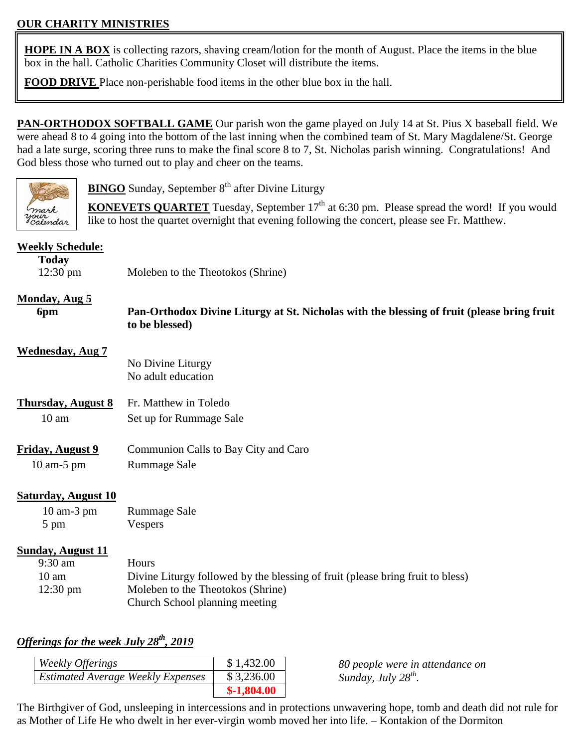**OUR CHARITY MINISTRIES**

**HOPE IN A BOX** is collecting razors, shaving cream/lotion for the month of August. Place the items in the blue box in the hall. Catholic Charities Community Closet will distribute the items.

**FOOD DRIVE** Place non-perishable food items in the other blue box in the hall.

**PAN-ORTHODOX SOFTBALL GAME** Our parish won the game played on July 14 at St. Pius X baseball field. We were ahead 8 to 4 going into the bottom of the last inning when the combined team of St. Mary Magdalene/St. George had a late surge, scoring three runs to make the final score 8 to 7, St. Nicholas parish winning. Congratulations! And God bless those who turned out to play and cheer on the teams.

**BINGO** Sunday, September 8th after Divine Liturgy

**KONEVETS QUARTET** Tuesday, September 17th at 6:30 pm. Please spread the word! If you would like to host the quartet overnight that evening following the concert, please see Fr. Matthew.

**Weekly Schedule:**

**Today**
12:30 pm — Moleben to the Theotokos (Shrine)

**Monday, Aug 5**
**6pm** — **Pan-Orthodox Divine Liturgy at St. Nicholas with the blessing of fruit (please bring fruit to be blessed)**

**Wednesday, Aug 7**
No Divine Liturgy
No adult education

**Thursday, August 8** — Fr. Matthew in Toledo
10 am — Set up for Rummage Sale

**Friday, August 9** — Communion Calls to Bay City and Caro
10 am-5 pm — Rummage Sale

**Saturday, August 10**
10 am-3 pm — Rummage Sale
5 pm — Vespers

**Sunday, August 11**
9:30 am — Hours
10 am — Divine Liturgy followed by the blessing of fruit (please bring fruit to bless)
12:30 pm — Moleben to the Theotokos (Shrine)
Church School planning meeting

***Offerings for the week July 28th, 2019***

| | |
|---|---|
| *Weekly Offerings* | $ 1,432.00 |
| *Estimated Average Weekly Expenses* | $ 3,236.00 |
| | **$-1,804.00** |

*80 people were in attendance on Sunday, July 28th.*

The Birthgiver of God, unsleeping in intercessions and in protections unwavering hope, tomb and death did not rule for as Mother of Life He who dwelt in her ever-virgin womb moved her into life. – Kontakion of the Dormiton